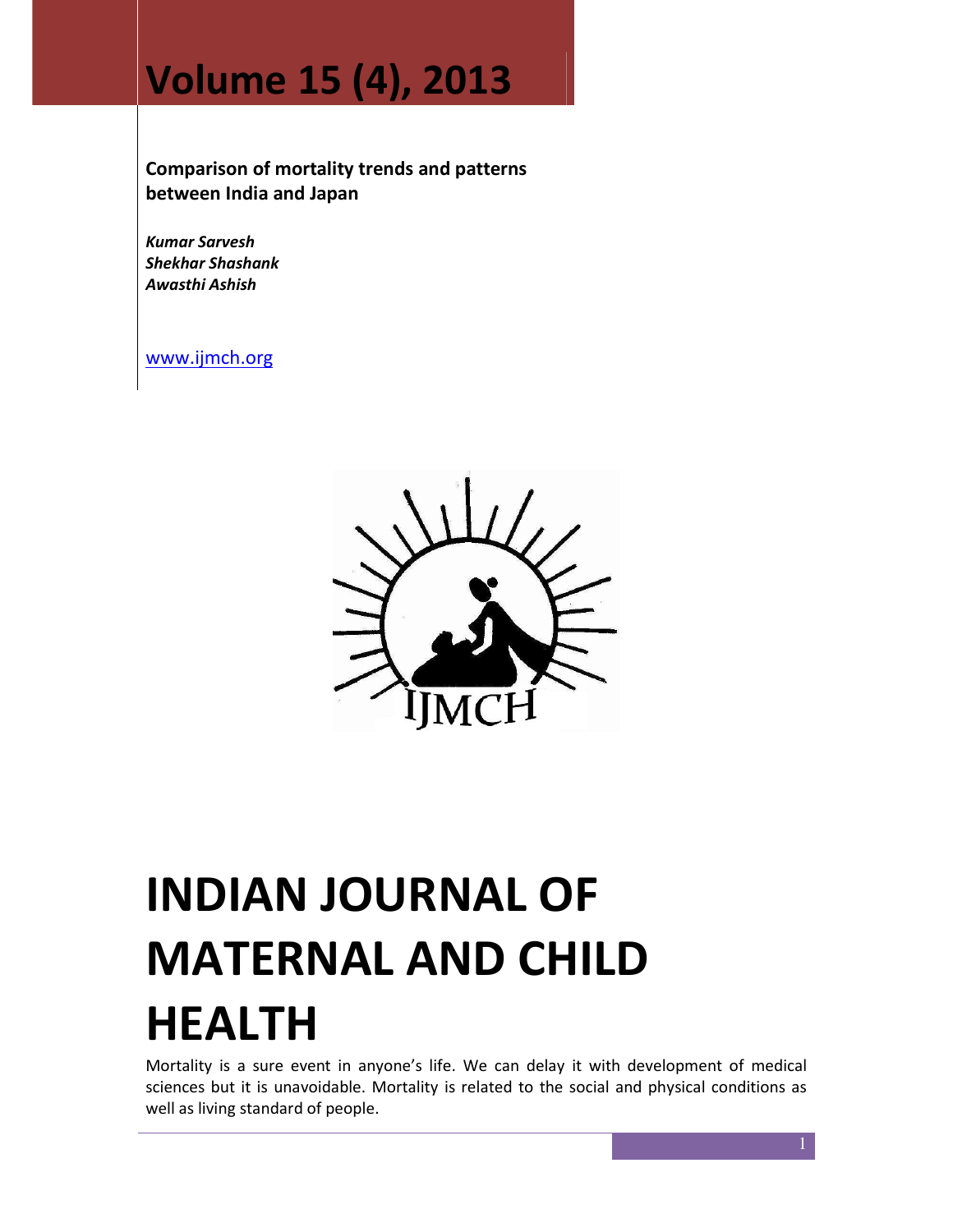# Volume 15 (4), 2013

**Comparison of mortality trends and patterns between India and Japan**

***Kumar Sarvesh***
***Shekhar Shashank***
***Awasthi Ashish***

www.ijmch.org

# INDIAN JOURNAL OF MATERNAL AND CHILD HEALTH

Mortality is a sure event in anyone's life. We can delay it with development of medical sciences but it is unavoidable. Mortality is related to the social and physical conditions as well as living standard of people.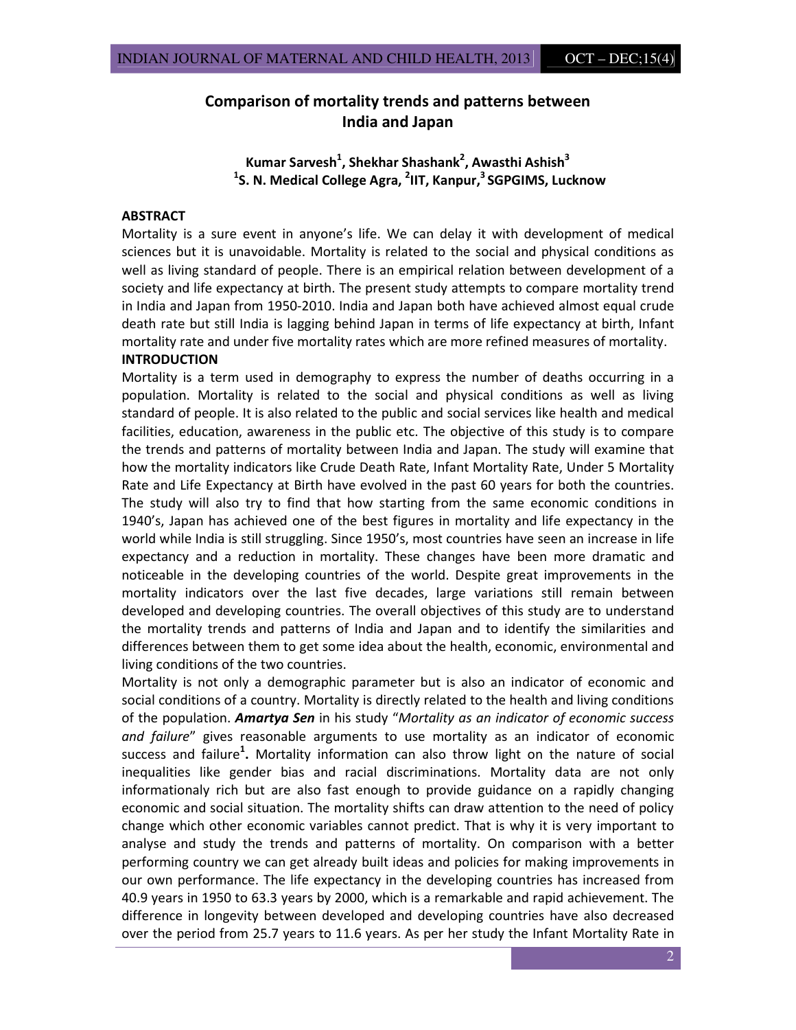# Comparison of mortality trends and patterns between India and Japan

**Kumar Sarvesh[1], Shekhar Shashank[2], Awasthi Ashish[3]**
**[1]S. N. Medical College Agra, [2]IIT, Kanpur,[3] SGPGIMS, Lucknow**

## ABSTRACT

Mortality is a sure event in anyone's life. We can delay it with development of medical sciences but it is unavoidable. Mortality is related to the social and physical conditions as well as living standard of people. There is an empirical relation between development of a society and life expectancy at birth. The present study attempts to compare mortality trend in India and Japan from 1950-2010. India and Japan both have achieved almost equal crude death rate but still India is lagging behind Japan in terms of life expectancy at birth, Infant mortality rate and under five mortality rates which are more refined measures of mortality.

## INTRODUCTION

Mortality is a term used in demography to express the number of deaths occurring in a population. Mortality is related to the social and physical conditions as well as living standard of people. It is also related to the public and social services like health and medical facilities, education, awareness in the public etc. The objective of this study is to compare the trends and patterns of mortality between India and Japan. The study will examine that how the mortality indicators like Crude Death Rate, Infant Mortality Rate, Under 5 Mortality Rate and Life Expectancy at Birth have evolved in the past 60 years for both the countries. The study will also try to find that how starting from the same economic conditions in 1940's, Japan has achieved one of the best figures in mortality and life expectancy in the world while India is still struggling. Since 1950's, most countries have seen an increase in life expectancy and a reduction in mortality. These changes have been more dramatic and noticeable in the developing countries of the world. Despite great improvements in the mortality indicators over the last five decades, large variations still remain between developed and developing countries. The overall objectives of this study are to understand the mortality trends and patterns of India and Japan and to identify the similarities and differences between them to get some idea about the health, economic, environmental and living conditions of the two countries.

Mortality is not only a demographic parameter but is also an indicator of economic and social conditions of a country. Mortality is directly related to the health and living conditions of the population. ***Amartya Sen*** in his study "*Mortality as an indicator of economic success and failure*" gives reasonable arguments to use mortality as an indicator of economic success and failure[1]**.** Mortality information can also throw light on the nature of social inequalities like gender bias and racial discriminations. Mortality data are not only informationaly rich but are also fast enough to provide guidance on a rapidly changing economic and social situation. The mortality shifts can draw attention to the need of policy change which other economic variables cannot predict. That is why it is very important to analyse and study the trends and patterns of mortality. On comparison with a better performing country we can get already built ideas and policies for making improvements in our own performance. The life expectancy in the developing countries has increased from 40.9 years in 1950 to 63.3 years by 2000, which is a remarkable and rapid achievement. The difference in longevity between developed and developing countries have also decreased over the period from 25.7 years to 11.6 years. As per her study the Infant Mortality Rate in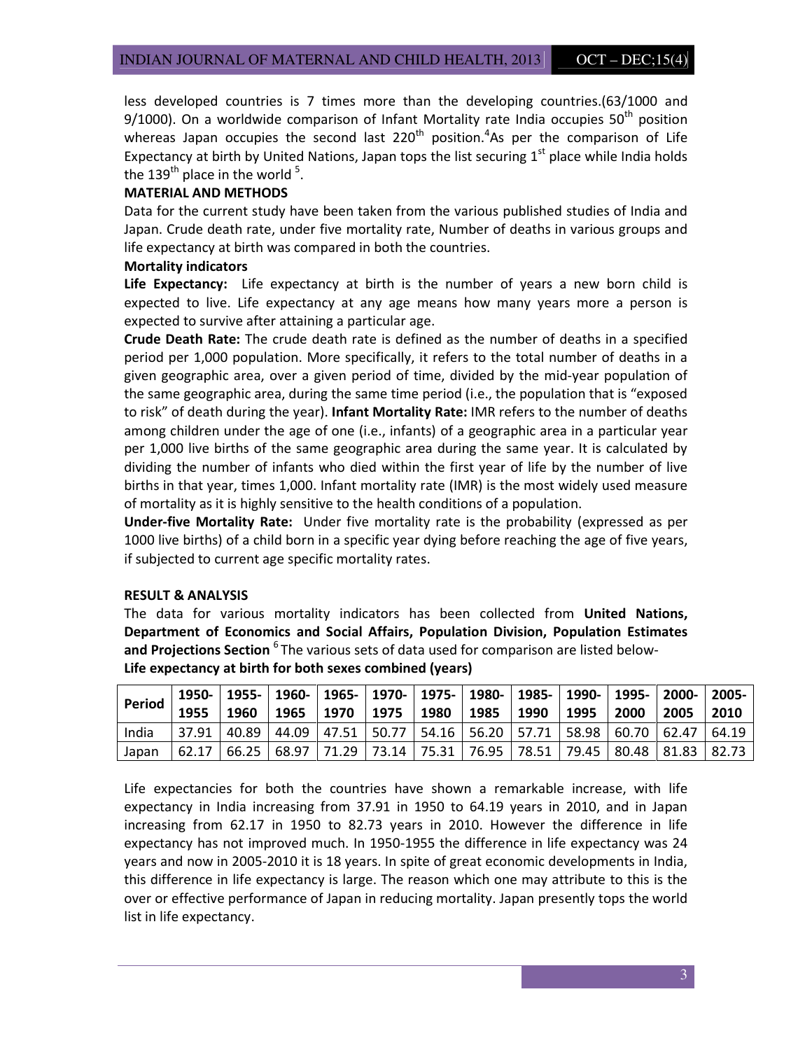less developed countries is 7 times more than the developing countries.(63/1000 and 9/1000). On a worldwide comparison of Infant Mortality rate India occupies 50th position whereas Japan occupies the second last 220th position.[4] As per the comparison of Life Expectancy at birth by United Nations, Japan tops the list securing 1st place while India holds the 139th place in the world [5].

**MATERIAL AND METHODS**

Data for the current study have been taken from the various published studies of India and Japan. Crude death rate, under five mortality rate, Number of deaths in various groups and life expectancy at birth was compared in both the countries.

**Mortality indicators**

**Life Expectancy:** Life expectancy at birth is the number of years a new born child is expected to live. Life expectancy at any age means how many years more a person is expected to survive after attaining a particular age.

**Crude Death Rate:** The crude death rate is defined as the number of deaths in a specified period per 1,000 population. More specifically, it refers to the total number of deaths in a given geographic area, over a given period of time, divided by the mid-year population of the same geographic area, during the same time period (i.e., the population that is "exposed to risk" of death during the year). **Infant Mortality Rate:** IMR refers to the number of deaths among children under the age of one (i.e., infants) of a geographic area in a particular year per 1,000 live births of the same geographic area during the same year. It is calculated by dividing the number of infants who died within the first year of life by the number of live births in that year, times 1,000. Infant mortality rate (IMR) is the most widely used measure of mortality as it is highly sensitive to the health conditions of a population.

**Under-five Mortality Rate:** Under five mortality rate is the probability (expressed as per 1000 live births) of a child born in a specific year dying before reaching the age of five years, if subjected to current age specific mortality rates.

**RESULT & ANALYSIS**

The data for various mortality indicators has been collected from **United Nations, Department of Economics and Social Affairs, Population Division, Population Estimates and Projections Section** [6] The various sets of data used for comparison are listed below-

**Life expectancy at birth for both sexes combined (years)**

| Period | 1950-1955 | 1955-1960 | 1960-1965 | 1965-1970 | 1970-1975 | 1975-1980 | 1980-1985 | 1985-1990 | 1990-1995 | 1995-2000 | 2000-2005 | 2005-2010 |
|---|---|---|---|---|---|---|---|---|---|---|---|---|
| India | 37.91 | 40.89 | 44.09 | 47.51 | 50.77 | 54.16 | 56.20 | 57.71 | 58.98 | 60.70 | 62.47 | 64.19 |
| Japan | 62.17 | 66.25 | 68.97 | 71.29 | 73.14 | 75.31 | 76.95 | 78.51 | 79.45 | 80.48 | 81.83 | 82.73 |

Life expectancies for both the countries have shown a remarkable increase, with life expectancy in India increasing from 37.91 in 1950 to 64.19 years in 2010, and in Japan increasing from 62.17 in 1950 to 82.73 years in 2010. However the difference in life expectancy has not improved much. In 1950-1955 the difference in life expectancy was 24 years and now in 2005-2010 it is 18 years. In spite of great economic developments in India, this difference in life expectancy is large. The reason which one may attribute to this is the over or effective performance of Japan in reducing mortality. Japan presently tops the world list in life expectancy.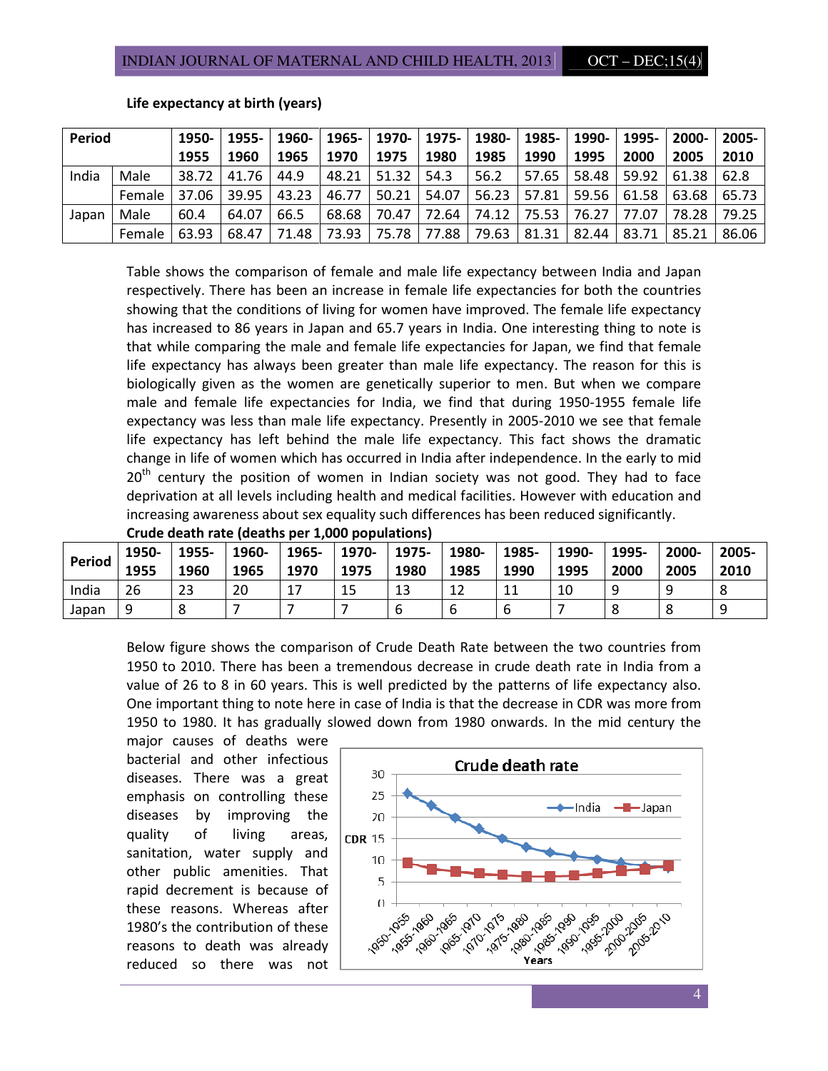**Life expectancy at birth (years)**

| Period | | 1950-1955 | 1955-1960 | 1960-1965 | 1965-1970 | 1970-1975 | 1975-1980 | 1980-1985 | 1985-1990 | 1990-1995 | 1995-2000 | 2000-2005 | 2005-2010 |
|---|---|---|---|---|---|---|---|---|---|---|---|---|---|
| India | Male | 38.72 | 41.76 | 44.9 | 48.21 | 51.32 | 54.3 | 56.2 | 57.65 | 58.48 | 59.92 | 61.38 | 62.8 |
| | Female | 37.06 | 39.95 | 43.23 | 46.77 | 50.21 | 54.07 | 56.23 | 57.81 | 59.56 | 61.58 | 63.68 | 65.73 |
| Japan | Male | 60.4 | 64.07 | 66.5 | 68.68 | 70.47 | 72.64 | 74.12 | 75.53 | 76.27 | 77.07 | 78.28 | 79.25 |
| | Female | 63.93 | 68.47 | 71.48 | 73.93 | 75.78 | 77.88 | 79.63 | 81.31 | 82.44 | 83.71 | 85.21 | 86.06 |

Table shows the comparison of female and male life expectancy between India and Japan respectively. There has been an increase in female life expectancies for both the countries showing that the conditions of living for women have improved. The female life expectancy has increased to 86 years in Japan and 65.7 years in India. One interesting thing to note is that while comparing the male and female life expectancies for Japan, we find that female life expectancy has always been greater than male life expectancy. The reason for this is biologically given as the women are genetically superior to men. But when we compare male and female life expectancies for India, we find that during 1950-1955 female life expectancy was less than male life expectancy. Presently in 2005-2010 we see that female life expectancy has left behind the male life expectancy. This fact shows the dramatic change in life of women which has occurred in India after independence. In the early to mid 20th century the position of women in Indian society was not good. They had to face deprivation at all levels including health and medical facilities. However with education and increasing awareness about sex equality such differences has been reduced significantly.

**Crude death rate (deaths per 1,000 populations)**

| Period | 1950-1955 | 1955-1960 | 1960-1965 | 1965-1970 | 1970-1975 | 1975-1980 | 1980-1985 | 1985-1990 | 1990-1995 | 1995-2000 | 2000-2005 | 2005-2010 |
|---|---|---|---|---|---|---|---|---|---|---|---|---|
| India | 26 | 23 | 20 | 17 | 15 | 13 | 12 | 11 | 10 | 9 | 9 | 8 |
| Japan | 9 | 8 | 7 | 7 | 7 | 6 | 6 | 6 | 7 | 8 | 8 | 9 |

Below figure shows the comparison of Crude Death Rate between the two countries from 1950 to 2010. There has been a tremendous decrease in crude death rate in India from a value of 26 to 8 in 60 years. This is well predicted by the patterns of life expectancy also. One important thing to note here in case of India is that the decrease in CDR was more from 1950 to 1980. It has gradually slowed down from 1980 onwards. In the mid century the major causes of deaths were bacterial and other infectious diseases. There was a great emphasis on controlling these diseases by improving the quality of living areas, sanitation, water supply and other public amenities. That rapid decrement is because of these reasons. Whereas after 1980's the contribution of these reasons to death was already reduced so there was not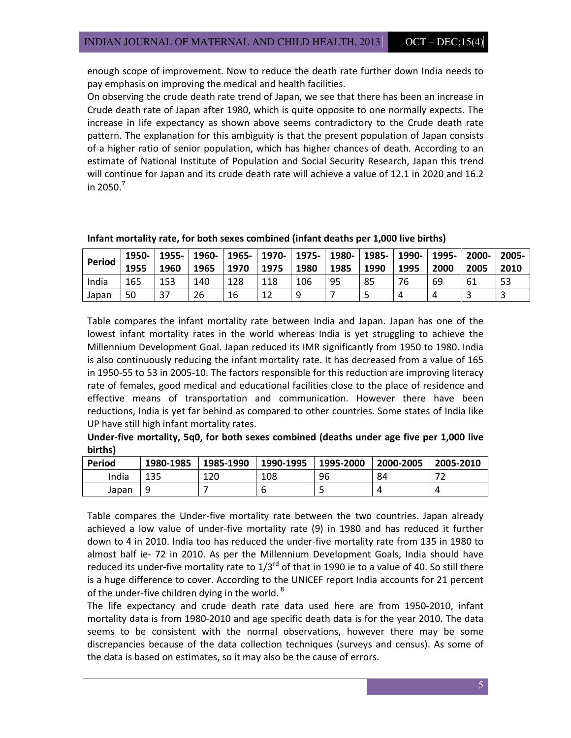enough scope of improvement. Now to reduce the death rate further down India needs to pay emphasis on improving the medical and health facilities.

On observing the crude death rate trend of Japan, we see that there has been an increase in Crude death rate of Japan after 1980, which is quite opposite to one normally expects. The increase in life expectancy as shown above seems contradictory to the Crude death rate pattern. The explanation for this ambiguity is that the present population of Japan consists of a higher ratio of senior population, which has higher chances of death. According to an estimate of National Institute of Population and Social Security Research, Japan this trend will continue for Japan and its crude death rate will achieve a value of 12.1 in 2020 and 16.2 in 2050.[7]

**Infant mortality rate, for both sexes combined (infant deaths per 1,000 live births)**

| Period | 1950-1955 | 1955-1960 | 1960-1965 | 1965-1970 | 1970-1975 | 1975-1980 | 1980-1985 | 1985-1990 | 1990-1995 | 1995-2000 | 2000-2005 | 2005-2010 |
|---|---|---|---|---|---|---|---|---|---|---|---|---|
| India | 165 | 153 | 140 | 128 | 118 | 106 | 95 | 85 | 76 | 69 | 61 | 53 |
| Japan | 50 | 37 | 26 | 16 | 12 | 9 | 7 | 5 | 4 | 4 | 3 | 3 |

Table compares the infant mortality rate between India and Japan. Japan has one of the lowest infant mortality rates in the world whereas India is yet struggling to achieve the Millennium Development Goal. Japan reduced its IMR significantly from 1950 to 1980. India is also continuously reducing the infant mortality rate. It has decreased from a value of 165 in 1950-55 to 53 in 2005-10. The factors responsible for this reduction are improving literacy rate of females, good medical and educational facilities close to the place of residence and effective means of transportation and communication. However there have been reductions, India is yet far behind as compared to other countries. Some states of India like UP have still high infant mortality rates.

**Under-five mortality, 5q0, for both sexes combined (deaths under age five per 1,000 live births)**

| Period | 1980-1985 | 1985-1990 | 1990-1995 | 1995-2000 | 2000-2005 | 2005-2010 |
|---|---|---|---|---|---|---|
| India | 135 | 120 | 108 | 96 | 84 | 72 |
| Japan | 9 | 7 | 6 | 5 | 4 | 4 |

Table compares the Under-five mortality rate between the two countries. Japan already achieved a low value of under-five mortality rate (9) in 1980 and has reduced it further down to 4 in 2010. India too has reduced the under-five mortality rate from 135 in 1980 to almost half ie- 72 in 2010. As per the Millennium Development Goals, India should have reduced its under-five mortality rate to 1/3rd of that in 1990 ie to a value of 40. So still there is a huge difference to cover. According to the UNICEF report India accounts for 21 percent of the under-five children dying in the world.[8]

The life expectancy and crude death rate data used here are from 1950-2010, infant mortality data is from 1980-2010 and age specific death data is for the year 2010. The data seems to be consistent with the normal observations, however there may be some discrepancies because of the data collection techniques (surveys and census). As some of the data is based on estimates, so it may also be the cause of errors.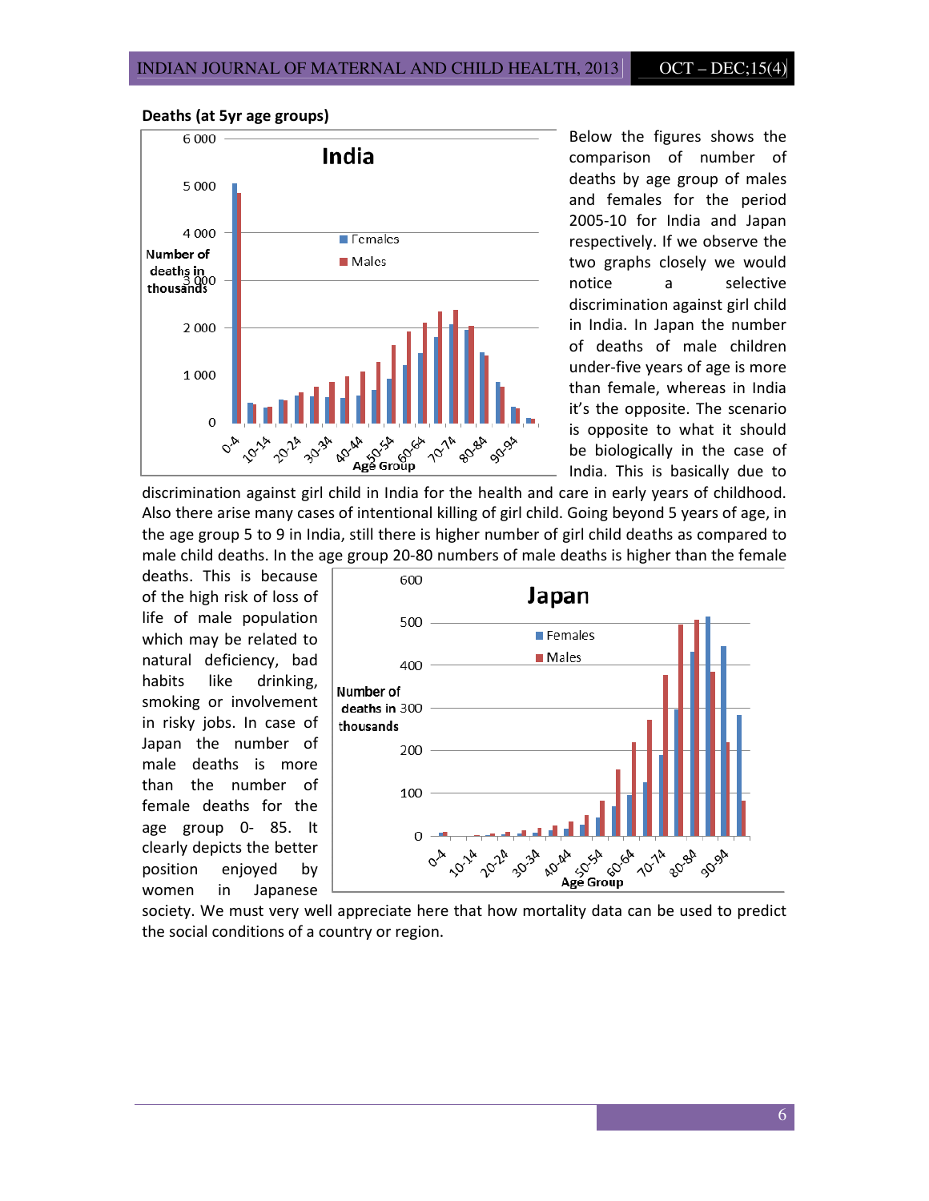**Deaths (at 5yr age groups)**

Below the figures shows the comparison of number of deaths by age group of males and females for the period 2005-10 for India and Japan respectively. If we observe the two graphs closely we would notice a selective discrimination against girl child in India. In Japan the number of deaths of male children under-five years of age is more than female, whereas in India it's the opposite. The scenario is opposite to what it should be biologically in the case of India. This is basically due to discrimination against girl child in India for the health and care in early years of childhood. Also there arise many cases of intentional killing of girl child. Going beyond 5 years of age, in the age group 5 to 9 in India, still there is higher number of girl child deaths as compared to male child deaths. In the age group 20-80 numbers of male deaths is higher than the female deaths. This is because of the high risk of loss of life of male population which may be related to natural deficiency, bad habits like drinking, smoking or involvement in risky jobs. In case of Japan the number of male deaths is more than the number of female deaths for the age group 0- 85. It clearly depicts the better position enjoyed by women in Japanese society. We must very well appreciate here that how mortality data can be used to predict the social conditions of a country or region.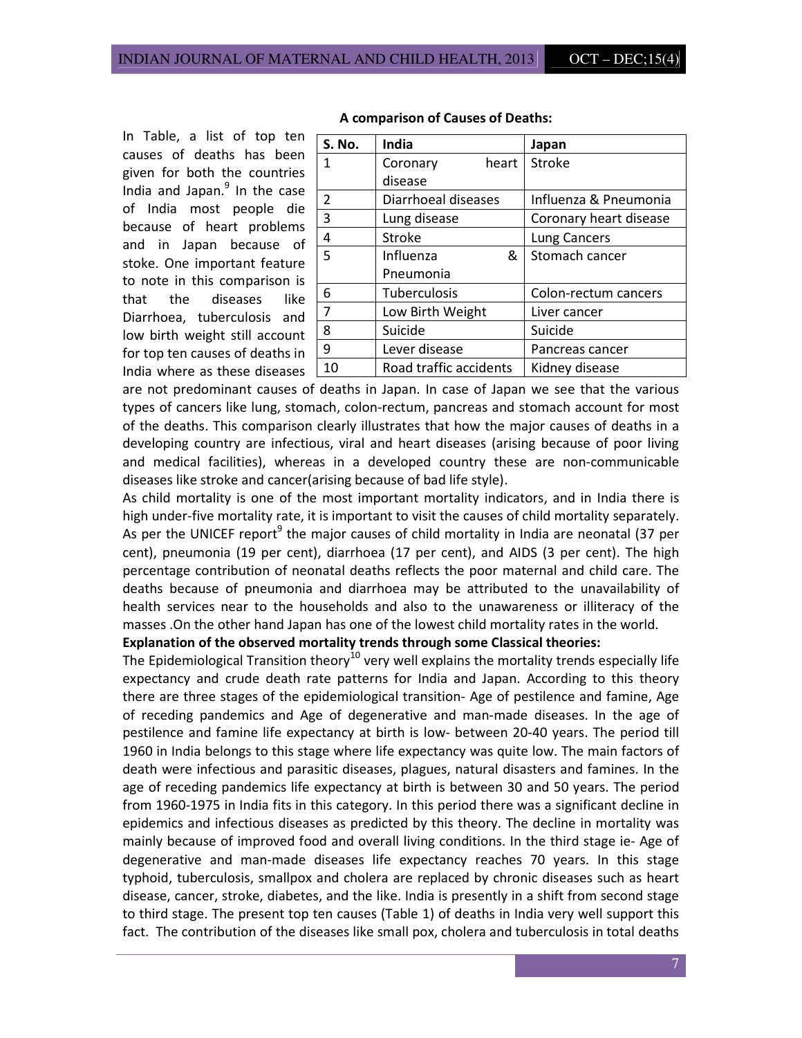In Table, a list of top ten causes of deaths has been given for both the countries India and Japan.[9] In the case of India most people die because of heart problems and in Japan because of stoke. One important feature to note in this comparison is that the diseases like Diarrhoea, tuberculosis and low birth weight still account for top ten causes of deaths in India where as these diseases are not predominant causes of deaths in Japan. In case of Japan we see that the various types of cancers like lung, stomach, colon-rectum, pancreas and stomach account for most of the deaths. This comparison clearly illustrates that how the major causes of deaths in a developing country are infectious, viral and heart diseases (arising because of poor living and medical facilities), whereas in a developed country these are non-communicable diseases like stroke and cancer(arising because of bad life style).

**A comparison of Causes of Deaths:**

| S. No. | India | Japan |
|---|---|---|
| 1 | Coronary heart disease | Stroke |
| 2 | Diarrhoeal diseases | Influenza & Pneumonia |
| 3 | Lung disease | Coronary heart disease |
| 4 | Stroke | Lung Cancers |
| 5 | Influenza & Pneumonia | Stomach cancer |
| 6 | Tuberculosis | Colon-rectum cancers |
| 7 | Low Birth Weight | Liver cancer |
| 8 | Suicide | Suicide |
| 9 | Lever disease | Pancreas cancer |
| 10 | Road traffic accidents | Kidney disease |

As child mortality is one of the most important mortality indicators, and in India there is high under-five mortality rate, it is important to visit the causes of child mortality separately. As per the UNICEF report[9] the major causes of child mortality in India are neonatal (37 per cent), pneumonia (19 per cent), diarrhoea (17 per cent), and AIDS (3 per cent). The high percentage contribution of neonatal deaths reflects the poor maternal and child care. The deaths because of pneumonia and diarrhoea may be attributed to the unavailability of health services near to the households and also to the unawareness or illiteracy of the masses .On the other hand Japan has one of the lowest child mortality rates in the world.

**Explanation of the observed mortality trends through some Classical theories:**

The Epidemiological Transition theory[10] very well explains the mortality trends especially life expectancy and crude death rate patterns for India and Japan. According to this theory there are three stages of the epidemiological transition- Age of pestilence and famine, Age of receding pandemics and Age of degenerative and man-made diseases. In the age of pestilence and famine life expectancy at birth is low- between 20-40 years. The period till 1960 in India belongs to this stage where life expectancy was quite low. The main factors of death were infectious and parasitic diseases, plagues, natural disasters and famines. In the age of receding pandemics life expectancy at birth is between 30 and 50 years. The period from 1960-1975 in India fits in this category. In this period there was a significant decline in epidemics and infectious diseases as predicted by this theory. The decline in mortality was mainly because of improved food and overall living conditions. In the third stage ie- Age of degenerative and man-made diseases life expectancy reaches 70 years. In this stage typhoid, tuberculosis, smallpox and cholera are replaced by chronic diseases such as heart disease, cancer, stroke, diabetes, and the like. India is presently in a shift from second stage to third stage. The present top ten causes (Table 1) of deaths in India very well support this fact. The contribution of the diseases like small pox, cholera and tuberculosis in total deaths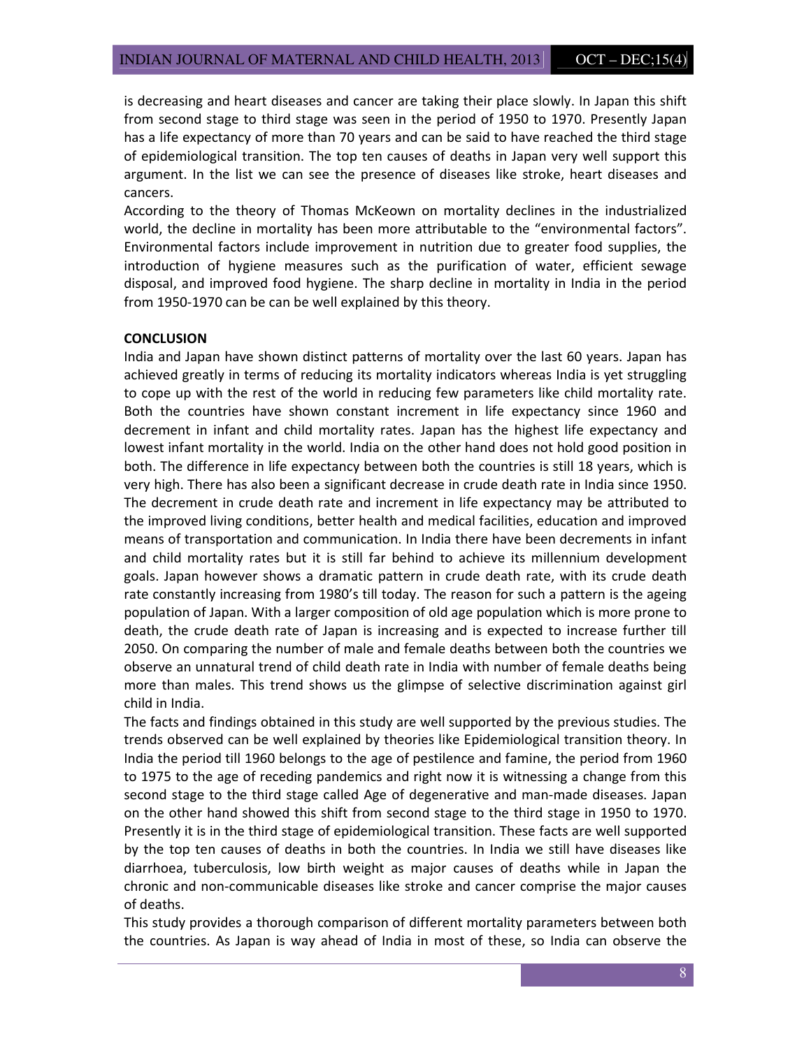is decreasing and heart diseases and cancer are taking their place slowly. In Japan this shift from second stage to third stage was seen in the period of 1950 to 1970. Presently Japan has a life expectancy of more than 70 years and can be said to have reached the third stage of epidemiological transition. The top ten causes of deaths in Japan very well support this argument. In the list we can see the presence of diseases like stroke, heart diseases and cancers.

According to the theory of Thomas McKeown on mortality declines in the industrialized world, the decline in mortality has been more attributable to the "environmental factors". Environmental factors include improvement in nutrition due to greater food supplies, the introduction of hygiene measures such as the purification of water, efficient sewage disposal, and improved food hygiene. The sharp decline in mortality in India in the period from 1950-1970 can be can be well explained by this theory.

**CONCLUSION**

India and Japan have shown distinct patterns of mortality over the last 60 years. Japan has achieved greatly in terms of reducing its mortality indicators whereas India is yet struggling to cope up with the rest of the world in reducing few parameters like child mortality rate. Both the countries have shown constant increment in life expectancy since 1960 and decrement in infant and child mortality rates. Japan has the highest life expectancy and lowest infant mortality in the world. India on the other hand does not hold good position in both. The difference in life expectancy between both the countries is still 18 years, which is very high. There has also been a significant decrease in crude death rate in India since 1950. The decrement in crude death rate and increment in life expectancy may be attributed to the improved living conditions, better health and medical facilities, education and improved means of transportation and communication. In India there have been decrements in infant and child mortality rates but it is still far behind to achieve its millennium development goals. Japan however shows a dramatic pattern in crude death rate, with its crude death rate constantly increasing from 1980's till today. The reason for such a pattern is the ageing population of Japan. With a larger composition of old age population which is more prone to death, the crude death rate of Japan is increasing and is expected to increase further till 2050. On comparing the number of male and female deaths between both the countries we observe an unnatural trend of child death rate in India with number of female deaths being more than males. This trend shows us the glimpse of selective discrimination against girl child in India.

The facts and findings obtained in this study are well supported by the previous studies. The trends observed can be well explained by theories like Epidemiological transition theory. In India the period till 1960 belongs to the age of pestilence and famine, the period from 1960 to 1975 to the age of receding pandemics and right now it is witnessing a change from this second stage to the third stage called Age of degenerative and man-made diseases. Japan on the other hand showed this shift from second stage to the third stage in 1950 to 1970. Presently it is in the third stage of epidemiological transition. These facts are well supported by the top ten causes of deaths in both the countries. In India we still have diseases like diarrhoea, tuberculosis, low birth weight as major causes of deaths while in Japan the chronic and non-communicable diseases like stroke and cancer comprise the major causes of deaths.

This study provides a thorough comparison of different mortality parameters between both the countries. As Japan is way ahead of India in most of these, so India can observe the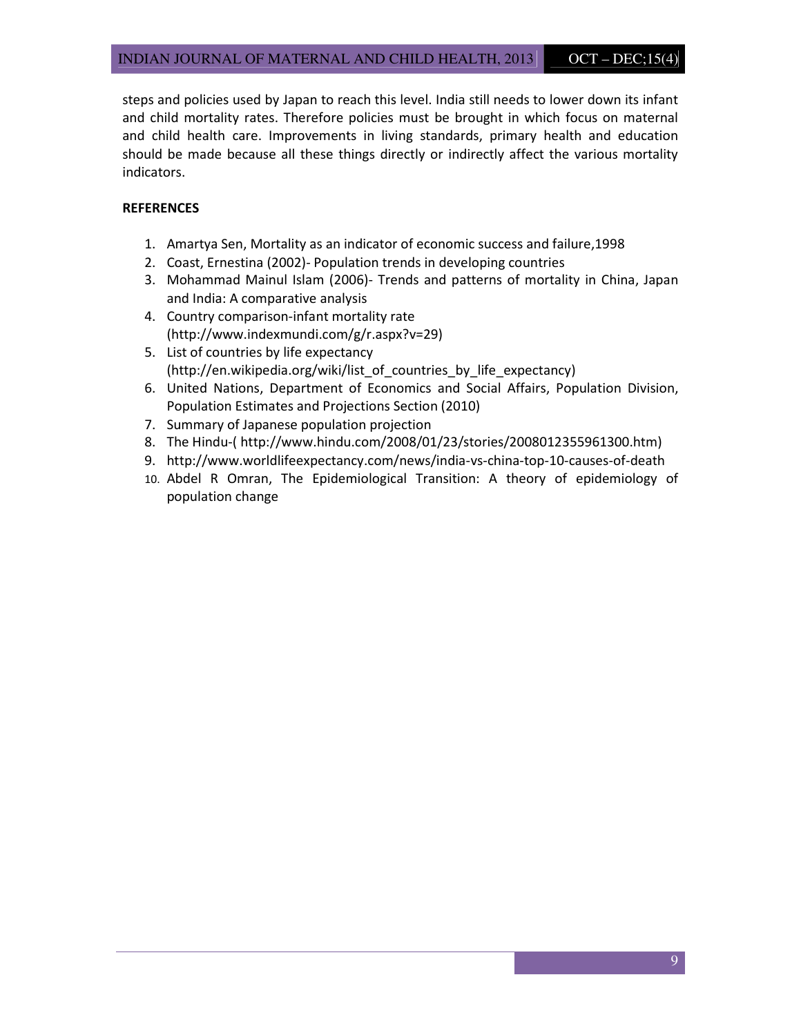steps and policies used by Japan to reach this level. India still needs to lower down its infant and child mortality rates. Therefore policies must be brought in which focus on maternal and child health care. Improvements in living standards, primary health and education should be made because all these things directly or indirectly affect the various mortality indicators.

**REFERENCES**

1. Amartya Sen, Mortality as an indicator of economic success and failure,1998
2. Coast, Ernestina (2002)- Population trends in developing countries
3. Mohammad Mainul Islam (2006)- Trends and patterns of mortality in China, Japan and India: A comparative analysis
4. Country comparison-infant mortality rate (http://www.indexmundi.com/g/r.aspx?v=29)
5. List of countries by life expectancy (http://en.wikipedia.org/wiki/list_of_countries_by_life_expectancy)
6. United Nations, Department of Economics and Social Affairs, Population Division, Population Estimates and Projections Section (2010)
7. Summary of Japanese population projection
8. The Hindu-( http://www.hindu.com/2008/01/23/stories/2008012355961300.htm)
9. http://www.worldlifeexpectancy.com/news/india-vs-china-top-10-causes-of-death
10. Abdel R Omran, The Epidemiological Transition: A theory of epidemiology of population change